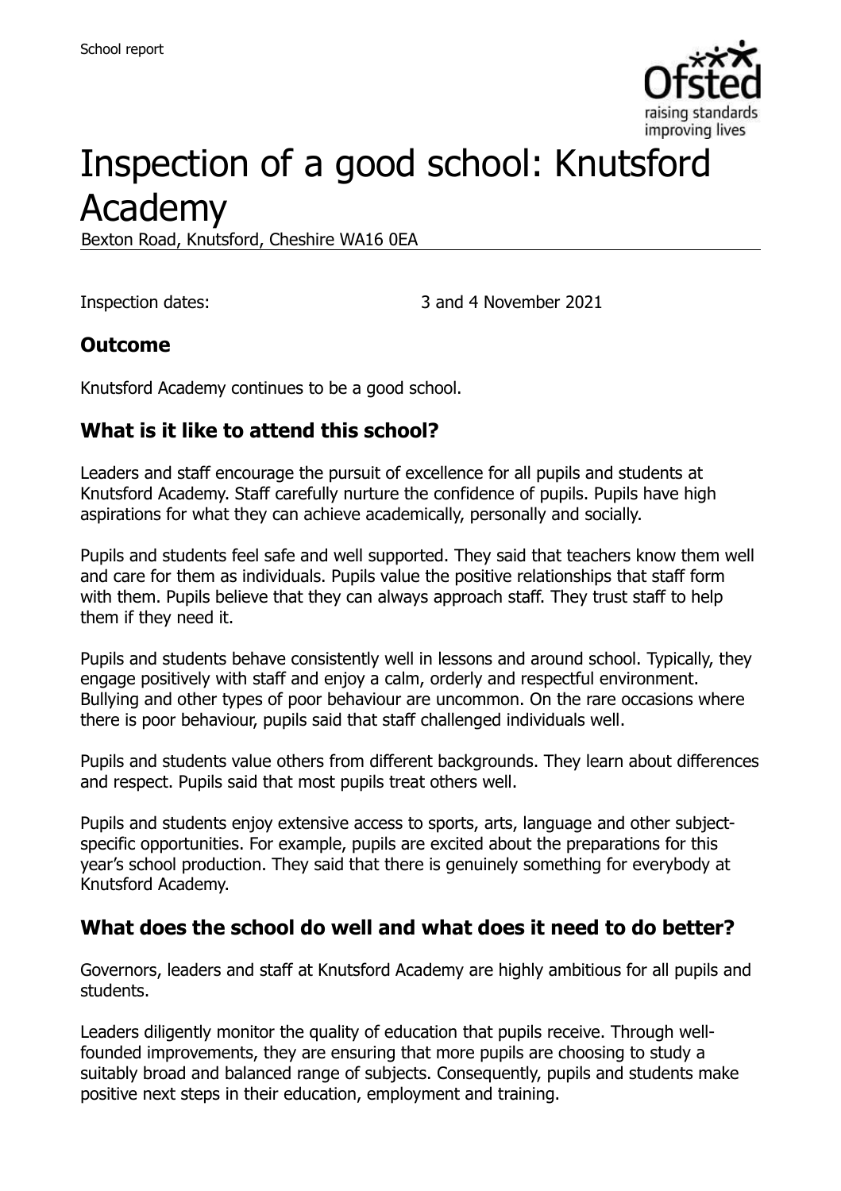School report

# Inspection of a good school: Knutsford Academy

Bexton Road, Knutsford, Cheshire WA16 0EA

Inspection dates: 3 and 4 November 2021

## Outcome

Knutsford Academy continues to be a good school.

## What is it like to attend this school?

Leaders and staff encourage the pursuit of excellence for all pupils and students at Knutsford Academy. Staff carefully nurture the confidence of pupils. Pupils have high aspirations for what they can achieve academically, personally and socially.

Pupils and students feel safe and well supported. They said that teachers know them well and care for them as individuals. Pupils value the positive relationships that staff form with them. Pupils believe that they can always approach staff. They trust staff to help them if they need it.

Pupils and students behave consistently well in lessons and around school. Typically, they engage positively with staff and enjoy a calm, orderly and respectful environment. Bullying and other types of poor behaviour are uncommon. On the rare occasions where there is poor behaviour, pupils said that staff challenged individuals well.

Pupils and students value others from different backgrounds. They learn about differences and respect. Pupils said that most pupils treat others well.

Pupils and students enjoy extensive access to sports, arts, language and other subject-specific opportunities. For example, pupils are excited about the preparations for this year's school production. They said that there is genuinely something for everybody at Knutsford Academy.

## What does the school do well and what does it need to do better?

Governors, leaders and staff at Knutsford Academy are highly ambitious for all pupils and students.

Leaders diligently monitor the quality of education that pupils receive. Through well-founded improvements, they are ensuring that more pupils are choosing to study a suitably broad and balanced range of subjects. Consequently, pupils and students make positive next steps in their education, employment and training.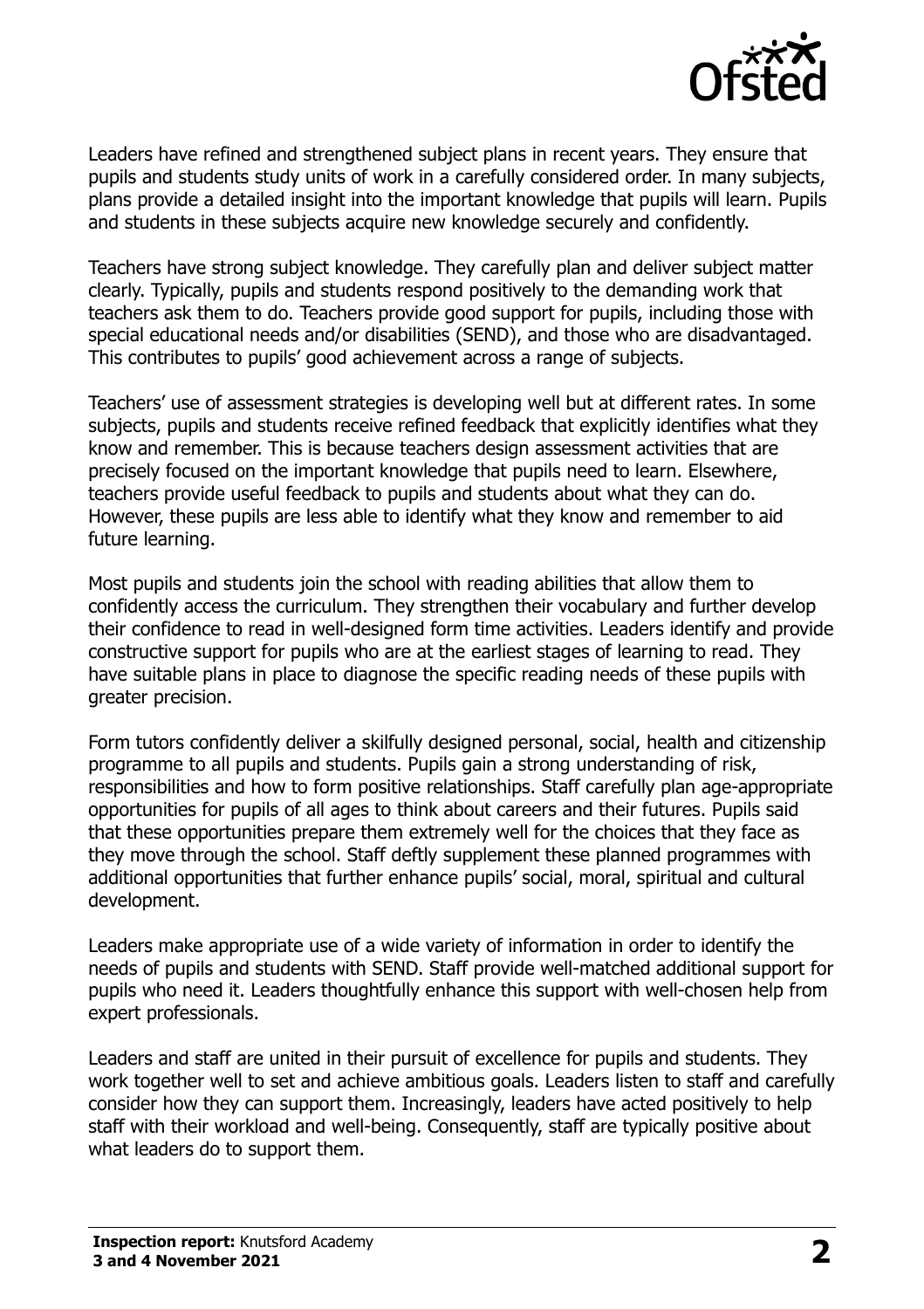Leaders have refined and strengthened subject plans in recent years. They ensure that pupils and students study units of work in a carefully considered order. In many subjects, plans provide a detailed insight into the important knowledge that pupils will learn. Pupils and students in these subjects acquire new knowledge securely and confidently.

Teachers have strong subject knowledge. They carefully plan and deliver subject matter clearly. Typically, pupils and students respond positively to the demanding work that teachers ask them to do. Teachers provide good support for pupils, including those with special educational needs and/or disabilities (SEND), and those who are disadvantaged. This contributes to pupils' good achievement across a range of subjects.

Teachers' use of assessment strategies is developing well but at different rates. In some subjects, pupils and students receive refined feedback that explicitly identifies what they know and remember. This is because teachers design assessment activities that are precisely focused on the important knowledge that pupils need to learn. Elsewhere, teachers provide useful feedback to pupils and students about what they can do. However, these pupils are less able to identify what they know and remember to aid future learning.

Most pupils and students join the school with reading abilities that allow them to confidently access the curriculum. They strengthen their vocabulary and further develop their confidence to read in well-designed form time activities. Leaders identify and provide constructive support for pupils who are at the earliest stages of learning to read. They have suitable plans in place to diagnose the specific reading needs of these pupils with greater precision.

Form tutors confidently deliver a skilfully designed personal, social, health and citizenship programme to all pupils and students. Pupils gain a strong understanding of risk, responsibilities and how to form positive relationships. Staff carefully plan age-appropriate opportunities for pupils of all ages to think about careers and their futures. Pupils said that these opportunities prepare them extremely well for the choices that they face as they move through the school. Staff deftly supplement these planned programmes with additional opportunities that further enhance pupils' social, moral, spiritual and cultural development.

Leaders make appropriate use of a wide variety of information in order to identify the needs of pupils and students with SEND. Staff provide well-matched additional support for pupils who need it. Leaders thoughtfully enhance this support with well-chosen help from expert professionals.

Leaders and staff are united in their pursuit of excellence for pupils and students. They work together well to set and achieve ambitious goals. Leaders listen to staff and carefully consider how they can support them. Increasingly, leaders have acted positively to help staff with their workload and well-being. Consequently, staff are typically positive about what leaders do to support them.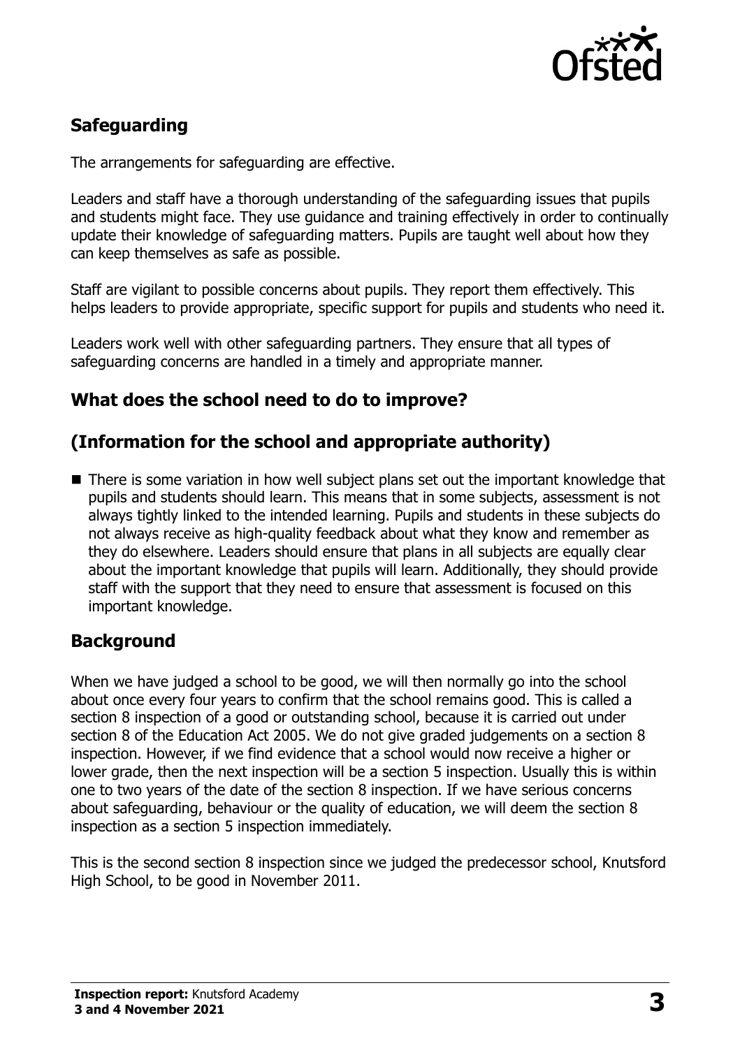## Safeguarding

The arrangements for safeguarding are effective.

Leaders and staff have a thorough understanding of the safeguarding issues that pupils and students might face. They use guidance and training effectively in order to continually update their knowledge of safeguarding matters. Pupils are taught well about how they can keep themselves as safe as possible.

Staff are vigilant to possible concerns about pupils. They report them effectively. This helps leaders to provide appropriate, specific support for pupils and students who need it.

Leaders work well with other safeguarding partners. They ensure that all types of safeguarding concerns are handled in a timely and appropriate manner.

## What does the school need to do to improve?

## (Information for the school and appropriate authority)

- There is some variation in how well subject plans set out the important knowledge that pupils and students should learn. This means that in some subjects, assessment is not always tightly linked to the intended learning. Pupils and students in these subjects do not always receive as high-quality feedback about what they know and remember as they do elsewhere. Leaders should ensure that plans in all subjects are equally clear about the important knowledge that pupils will learn. Additionally, they should provide staff with the support that they need to ensure that assessment is focused on this important knowledge.

## Background

When we have judged a school to be good, we will then normally go into the school about once every four years to confirm that the school remains good. This is called a section 8 inspection of a good or outstanding school, because it is carried out under section 8 of the Education Act 2005. We do not give graded judgements on a section 8 inspection. However, if we find evidence that a school would now receive a higher or lower grade, then the next inspection will be a section 5 inspection. Usually this is within one to two years of the date of the section 8 inspection. If we have serious concerns about safeguarding, behaviour or the quality of education, we will deem the section 8 inspection as a section 5 inspection immediately.

This is the second section 8 inspection since we judged the predecessor school, Knutsford High School, to be good in November 2011.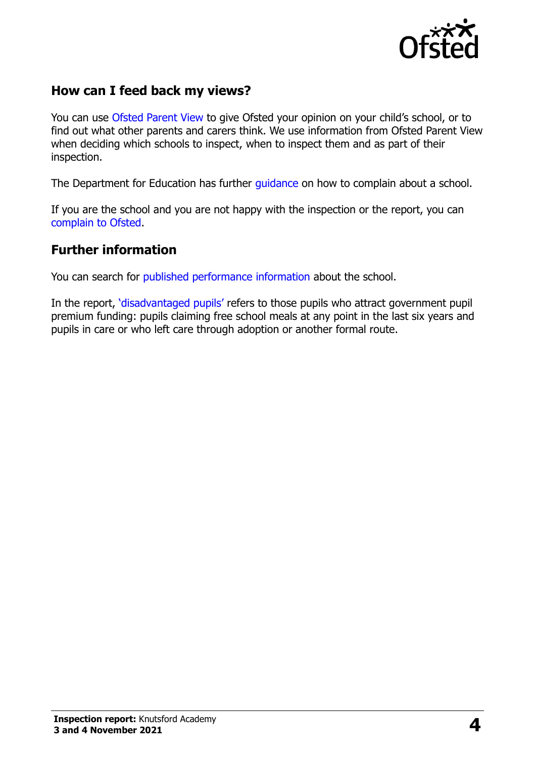## How can I feed back my views?

You can use Ofsted Parent View to give Ofsted your opinion on your child's school, or to find out what other parents and carers think. We use information from Ofsted Parent View when deciding which schools to inspect, when to inspect them and as part of their inspection.

The Department for Education has further guidance on how to complain about a school.

If you are the school and you are not happy with the inspection or the report, you can complain to Ofsted.

## Further information

You can search for published performance information about the school.

In the report, 'disadvantaged pupils' refers to those pupils who attract government pupil premium funding: pupils claiming free school meals at any point in the last six years and pupils in care or who left care through adoption or another formal route.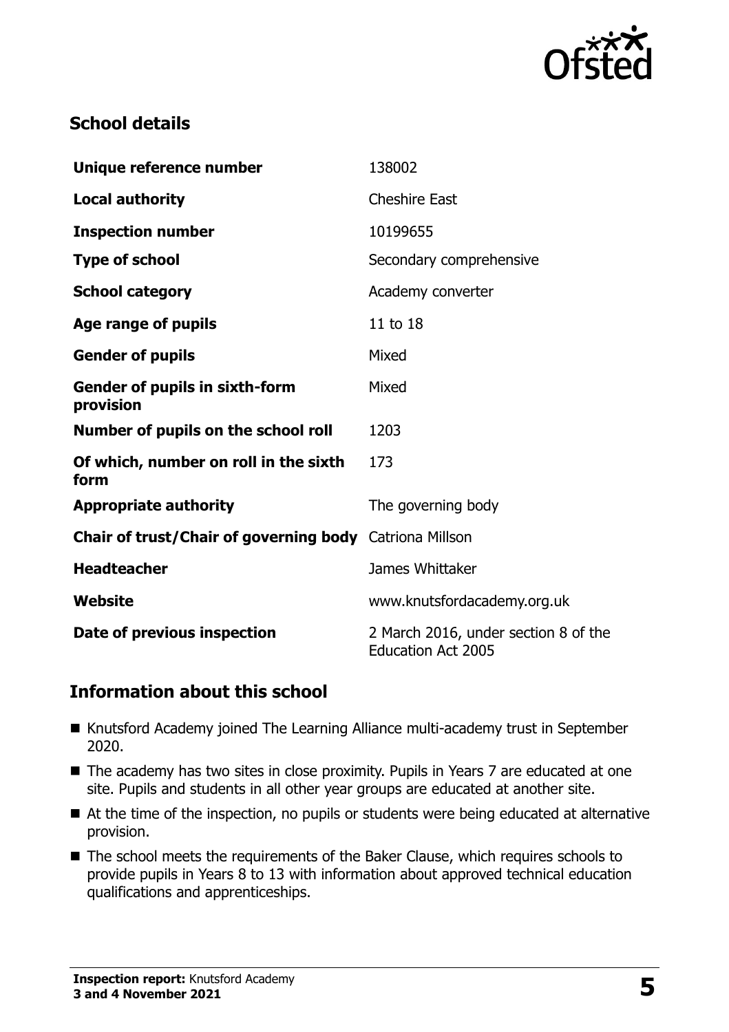## School details

| | |
|---|---|
| **Unique reference number** | 138002 |
| **Local authority** | Cheshire East |
| **Inspection number** | 10199655 |
| **Type of school** | Secondary comprehensive |
| **School category** | Academy converter |
| **Age range of pupils** | 11 to 18 |
| **Gender of pupils** | Mixed |
| **Gender of pupils in sixth-form provision** | Mixed |
| **Number of pupils on the school roll** | 1203 |
| **Of which, number on roll in the sixth form** | 173 |
| **Appropriate authority** | The governing body |
| **Chair of trust/Chair of governing body** | Catriona Millson |
| **Headteacher** | James Whittaker |
| **Website** | www.knutsfordacademy.org.uk |
| **Date of previous inspection** | 2 March 2016, under section 8 of the Education Act 2005 |

## Information about this school

- Knutsford Academy joined The Learning Alliance multi-academy trust in September 2020.
- The academy has two sites in close proximity. Pupils in Years 7 are educated at one site. Pupils and students in all other year groups are educated at another site.
- At the time of the inspection, no pupils or students were being educated at alternative provision.
- The school meets the requirements of the Baker Clause, which requires schools to provide pupils in Years 8 to 13 with information about approved technical education qualifications and apprenticeships.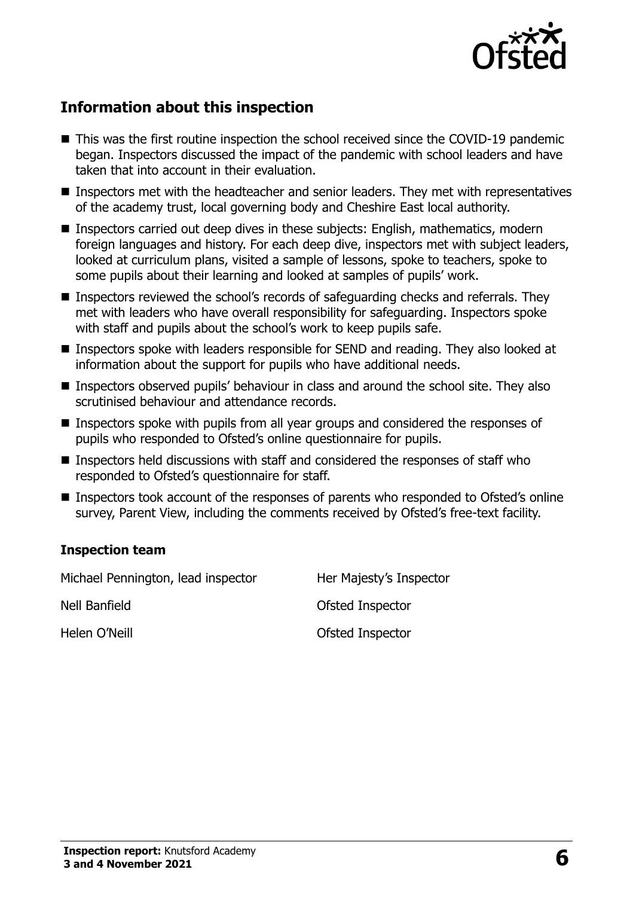## Information about this inspection

- This was the first routine inspection the school received since the COVID-19 pandemic began. Inspectors discussed the impact of the pandemic with school leaders and have taken that into account in their evaluation.
- Inspectors met with the headteacher and senior leaders. They met with representatives of the academy trust, local governing body and Cheshire East local authority.
- Inspectors carried out deep dives in these subjects: English, mathematics, modern foreign languages and history. For each deep dive, inspectors met with subject leaders, looked at curriculum plans, visited a sample of lessons, spoke to teachers, spoke to some pupils about their learning and looked at samples of pupils' work.
- Inspectors reviewed the school's records of safeguarding checks and referrals. They met with leaders who have overall responsibility for safeguarding. Inspectors spoke with staff and pupils about the school's work to keep pupils safe.
- Inspectors spoke with leaders responsible for SEND and reading. They also looked at information about the support for pupils who have additional needs.
- Inspectors observed pupils' behaviour in class and around the school site. They also scrutinised behaviour and attendance records.
- Inspectors spoke with pupils from all year groups and considered the responses of pupils who responded to Ofsted's online questionnaire for pupils.
- Inspectors held discussions with staff and considered the responses of staff who responded to Ofsted's questionnaire for staff.
- Inspectors took account of the responses of parents who responded to Ofsted's online survey, Parent View, including the comments received by Ofsted's free-text facility.

### Inspection team

| | |
|---|---|
| Michael Pennington, lead inspector | Her Majesty's Inspector |
| Nell Banfield | Ofsted Inspector |
| Helen O'Neill | Ofsted Inspector |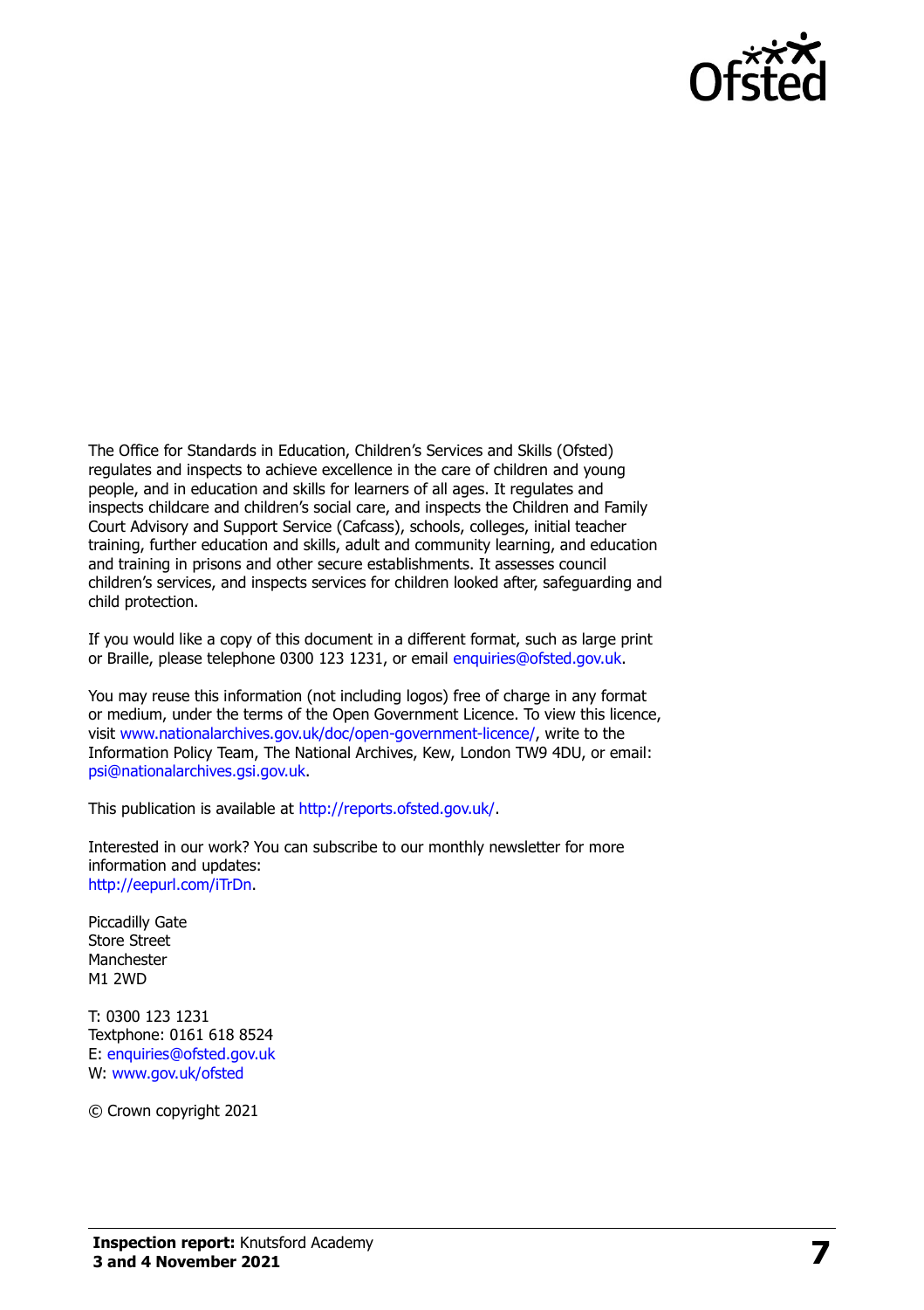The Office for Standards in Education, Children's Services and Skills (Ofsted) regulates and inspects to achieve excellence in the care of children and young people, and in education and skills for learners of all ages. It regulates and inspects childcare and children's social care, and inspects the Children and Family Court Advisory and Support Service (Cafcass), schools, colleges, initial teacher training, further education and skills, adult and community learning, and education and training in prisons and other secure establishments. It assesses council children's services, and inspects services for children looked after, safeguarding and child protection.

If you would like a copy of this document in a different format, such as large print or Braille, please telephone 0300 123 1231, or email enquiries@ofsted.gov.uk.

You may reuse this information (not including logos) free of charge in any format or medium, under the terms of the Open Government Licence. To view this licence, visit www.nationalarchives.gov.uk/doc/open-government-licence/, write to the Information Policy Team, The National Archives, Kew, London TW9 4DU, or email: psi@nationalarchives.gsi.gov.uk.

This publication is available at http://reports.ofsted.gov.uk/.

Interested in our work? You can subscribe to our monthly newsletter for more information and updates: http://eepurl.com/iTrDn.

Piccadilly Gate
Store Street
Manchester
M1 2WD

T: 0300 123 1231
Textphone: 0161 618 8524
E: enquiries@ofsted.gov.uk
W: www.gov.uk/ofsted

© Crown copyright 2021